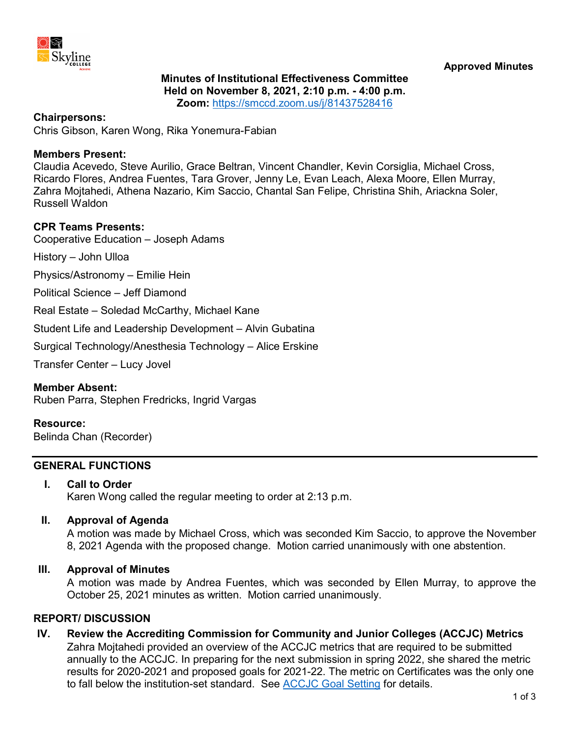**Approved Minutes**

**Minutes of Institutional Effectiveness Committee**
**Held on November 8, 2021, 2:10 p.m. - 4:00 p.m.**
**Zoom:** [https://smccd.zoom.us/j/81437528416](https://smccd.zoom.us/j/81437528416)

**Chairpersons:**
Chris Gibson, Karen Wong, Rika Yonemura-Fabian

**Members Present:**
Claudia Acevedo, Steve Aurilio, Grace Beltran, Vincent Chandler, Kevin Corsiglia, Michael Cross, Ricardo Flores, Andrea Fuentes, Tara Grover, Jenny Le, Evan Leach, Alexa Moore, Ellen Murray, Zahra Mojtahedi, Athena Nazario, Kim Saccio, Chantal San Felipe, Christina Shih, Ariackna Soler, Russell Waldon

**CPR Teams Presents:**

Cooperative Education – Joseph Adams

History – John Ulloa

Physics/Astronomy – Emilie Hein

Political Science – Jeff Diamond

Real Estate – Soledad McCarthy, Michael Kane

Student Life and Leadership Development – Alvin Gubatina

Surgical Technology/Anesthesia Technology – Alice Erskine

Transfer Center – Lucy Jovel

**Member Absent:**
Ruben Parra, Stephen Fredricks, Ingrid Vargas

**Resource:**
Belinda Chan (Recorder)

## GENERAL FUNCTIONS

**I. Call to Order**
Karen Wong called the regular meeting to order at 2:13 p.m.

**II. Approval of Agenda**
A motion was made by Michael Cross, which was seconded Kim Saccio, to approve the November 8, 2021 Agenda with the proposed change. Motion carried unanimously with one abstention.

**III. Approval of Minutes**
A motion was made by Andrea Fuentes, which was seconded by Ellen Murray, to approve the October 25, 2021 minutes as written. Motion carried unanimously.

## REPORT/ DISCUSSION

**IV. Review the Accrediting Commission for Community and Junior Colleges (ACCJC) Metrics**
Zahra Mojtahedi provided an overview of the ACCJC metrics that are required to be submitted annually to the ACCJC. In preparing for the next submission in spring 2022, she shared the metric results for 2020-2021 and proposed goals for 2021-22. The metric on Certificates was the only one to fall below the institution-set standard. See [ACCJC Goal Setting](ACCJC Goal Setting) for details.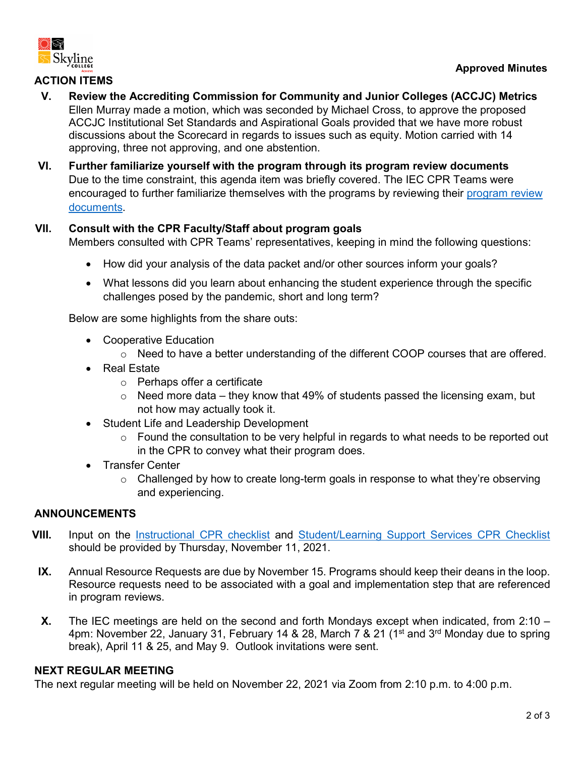**Approved Minutes**

## ACTION ITEMS

**V. Review the Accrediting Commission for Community and Junior Colleges (ACCJC) Metrics**

Ellen Murray made a motion, which was seconded by Michael Cross, to approve the proposed ACCJC Institutional Set Standards and Aspirational Goals provided that we have more robust discussions about the Scorecard in regards to issues such as equity. Motion carried with 14 approving, three not approving, and one abstention.

**VI. Further familiarize yourself with the program through its program review documents**

Due to the time constraint, this agenda item was briefly covered. The IEC CPR Teams were encouraged to further familiarize themselves with the programs by reviewing their program review documents.

**VII. Consult with the CPR Faculty/Staff about program goals**

Members consulted with CPR Teams' representatives, keeping in mind the following questions:

- How did your analysis of the data packet and/or other sources inform your goals?
- What lessons did you learn about enhancing the student experience through the specific challenges posed by the pandemic, short and long term?

Below are some highlights from the share outs:

- Cooperative Education
  - Need to have a better understanding of the different COOP courses that are offered.
- Real Estate
  - Perhaps offer a certificate
  - Need more data – they know that 49% of students passed the licensing exam, but not how may actually took it.
- Student Life and Leadership Development
  - Found the consultation to be very helpful in regards to what needs to be reported out in the CPR to convey what their program does.
- Transfer Center
  - Challenged by how to create long-term goals in response to what they're observing and experiencing.

## ANNOUNCEMENTS

**VIII.** Input on the Instructional CPR checklist and Student/Learning Support Services CPR Checklist should be provided by Thursday, November 11, 2021.

**IX.** Annual Resource Requests are due by November 15. Programs should keep their deans in the loop. Resource requests need to be associated with a goal and implementation step that are referenced in program reviews.

**X.** The IEC meetings are held on the second and forth Mondays except when indicated, from 2:10 – 4pm: November 22, January 31, February 14 & 28, March 7 & 21 (1st and 3rd Monday due to spring break), April 11 & 25, and May 9. Outlook invitations were sent.

## NEXT REGULAR MEETING

The next regular meeting will be held on November 22, 2021 via Zoom from 2:10 p.m. to 4:00 p.m.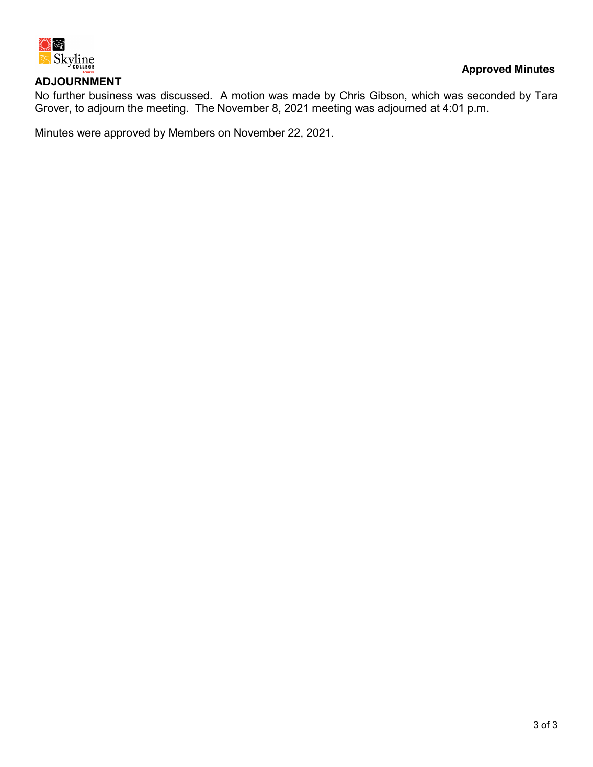**Approved Minutes**

## ADJOURNMENT

No further business was discussed. A motion was made by Chris Gibson, which was seconded by Tara Grover, to adjourn the meeting. The November 8, 2021 meeting was adjourned at 4:01 p.m.

Minutes were approved by Members on November 22, 2021.